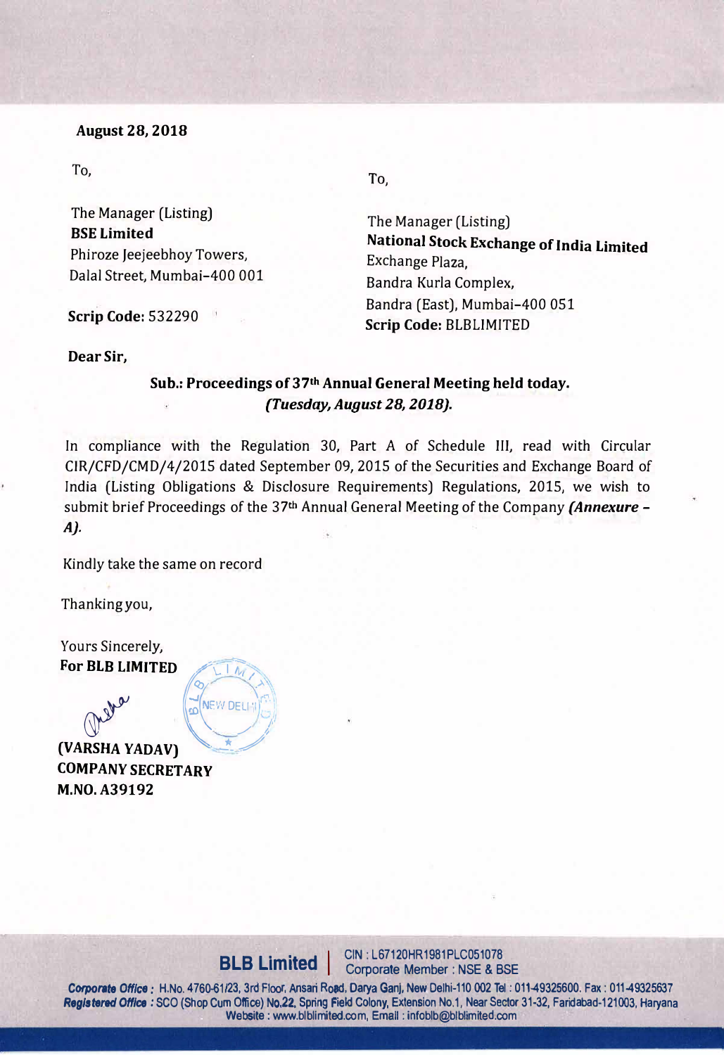**August 28, 2018**

To,

The Manager (Listing)
**BSE Limited**
Phiroze Jeejeebhoy Towers,
Dalal Street, Mumbai-400 001

**Scrip Code:** 532290

To,

The Manager (Listing)
**National Stock Exchange of India Limited**
Exchange Plaza,
Bandra Kurla Complex,
Bandra (East), Mumbai-400 051
**Scrip Code:** BLBLIMITED

**Dear Sir,**

**Sub.: Proceedings of 37th Annual General Meeting held today.**
***(Tuesday, August 28, 2018).***

In compliance with the Regulation 30, Part A of Schedule III, read with Circular CIR/CFD/CMD/4/2015 dated September 09, 2015 of the Securities and Exchange Board of India (Listing Obligations & Disclosure Requirements) Regulations, 2015, we wish to submit brief Proceedings of the 37th Annual General Meeting of the Company ***(Annexure - A).***

Kindly take the same on record

Thanking you,

Yours Sincerely,
**For BLB LIMITED**

**(VARSHA YADAV)**
**COMPANY SECRETARY**
**M.NO. A39192**

**BLB Limited** | CIN : L67120HR1981PLC051078
Corporate Member : NSE & BSE

***Corporate Office :*** H.No. 4760-61/23, 3rd Floor, Ansari Road, Darya Ganj, New Delhi-110 002 Tel : 011-49325600. Fax : 011-49325637
***Registered Office :*** SCO (Shop Cum Office) No.22, Spring Field Colony, Extension No.1, Near Sector 31-32, Faridabad-121003, Haryana
Website : www.blblimited.com, Email : infoblb@blblimited.com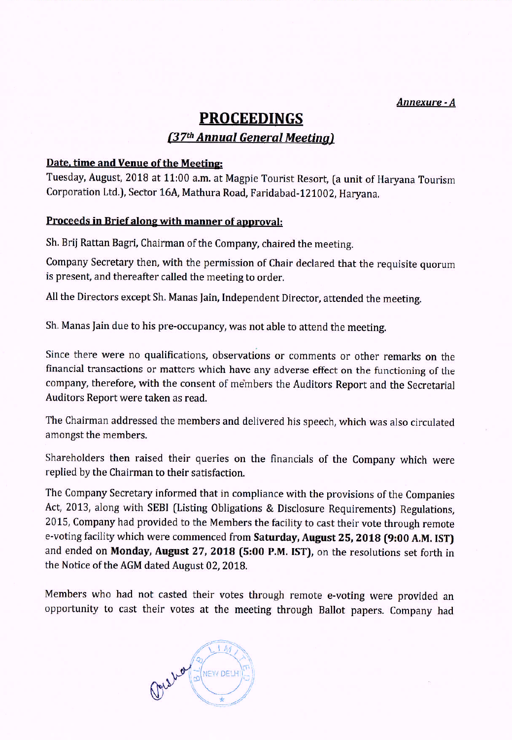***Annexure - A***

# PROCEEDINGS

## *(37th Annual General Meeting)*

**Date, time and Venue of the Meeting:**

Tuesday, August, 2018 at 11:00 a.m. at Magpie Tourist Resort, (a unit of Haryana Tourism Corporation Ltd.), Sector 16A, Mathura Road, Faridabad-121002, Haryana.

**Proceeds in Brief along with manner of approval:**

Sh. Brij Rattan Bagri, Chairman of the Company, chaired the meeting.

Company Secretary then, with the permission of Chair declared that the requisite quorum is present, and thereafter called the meeting to order.

All the Directors except Sh. Manas Jain, Independent Director, attended the meeting.

Sh. Manas Jain due to his pre-occupancy, was not able to attend the meeting.

Since there were no qualifications, observations or comments or other remarks on the financial transactions or matters which have any adverse effect on the functioning of the company, therefore, with the consent of members the Auditors Report and the Secretarial Auditors Report were taken as read.

The Chairman addressed the members and delivered his speech, which was also circulated amongst the members.

Shareholders then raised their queries on the financials of the Company which were replied by the Chairman to their satisfaction.

The Company Secretary informed that in compliance with the provisions of the Companies Act, 2013, along with SEBI (Listing Obligations & Disclosure Requirements) Regulations, 2015, Company had provided to the Members the facility to cast their vote through remote e-voting facility which were commenced from **Saturday, August 25, 2018 (9:00 A.M. IST)** and ended on **Monday, August 27, 2018 (5:00 P.M. IST)**, on the resolutions set forth in the Notice of the AGM dated August 02, 2018.

Members who had not casted their votes through remote e-voting were provided an opportunity to cast their votes at the meeting through Ballot papers. Company had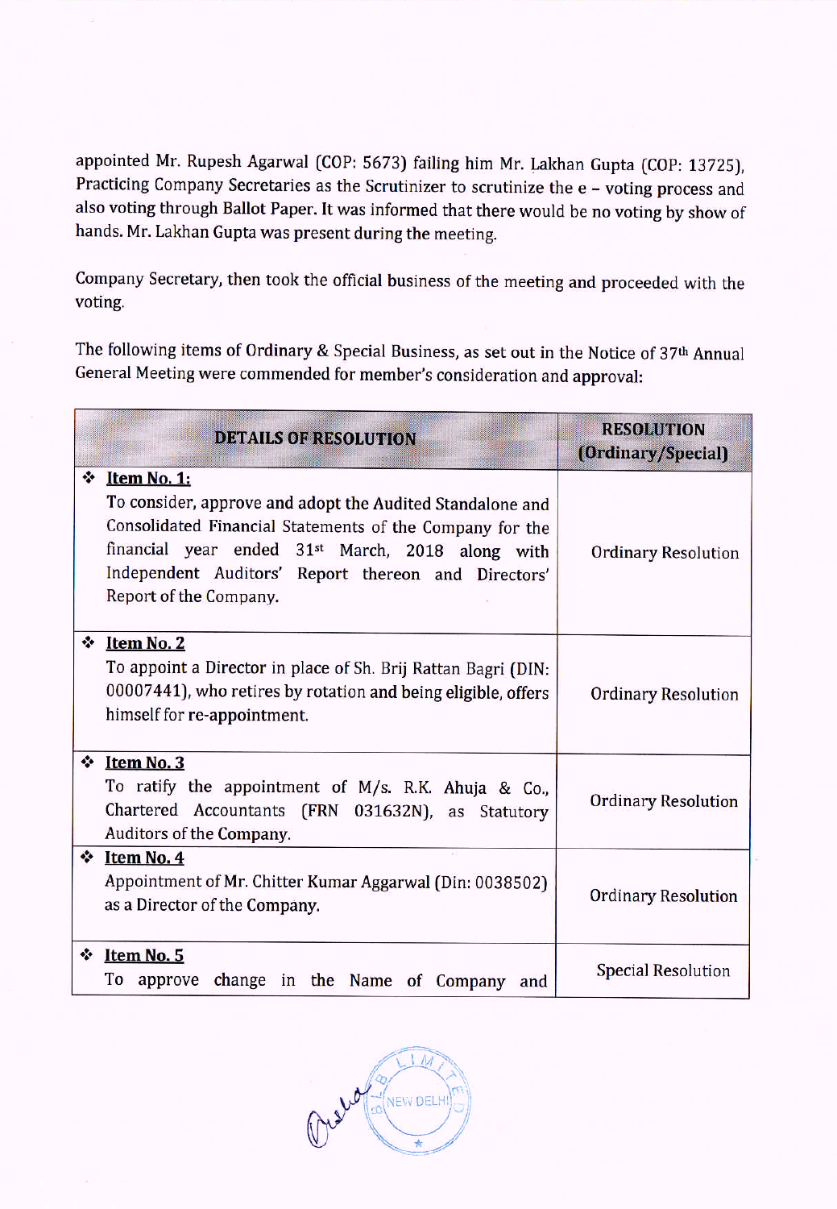appointed Mr. Rupesh Agarwal (COP: 5673) failing him Mr. Lakhan Gupta (COP: 13725), Practicing Company Secretaries as the Scrutinizer to scrutinize the e – voting process and also voting through Ballot Paper. It was informed that there would be no voting by show of hands. Mr. Lakhan Gupta was present during the meeting.

Company Secretary, then took the official business of the meeting and proceeded with the voting.

The following items of Ordinary & Special Business, as set out in the Notice of 37th Annual General Meeting were commended for member's consideration and approval:

| DETAILS OF RESOLUTION | RESOLUTION (Ordinary/Special) |
|---|---|
| ❖ **Item No. 1:** To consider, approve and adopt the Audited Standalone and Consolidated Financial Statements of the Company for the financial year ended 31st March, 2018 along with Independent Auditors' Report thereon and Directors' Report of the Company. | Ordinary Resolution |
| ❖ **Item No. 2** To appoint a Director in place of Sh. Brij Rattan Bagri (DIN: 00007441), who retires by rotation and being eligible, offers himself for re-appointment. | Ordinary Resolution |
| ❖ **Item No. 3** To ratify the appointment of M/s. R.K. Ahuja & Co., Chartered Accountants (FRN 031632N), as Statutory Auditors of the Company. | Ordinary Resolution |
| ❖ **Item No. 4** Appointment of Mr. Chitter Kumar Aggarwal (Din: 0038502) as a Director of the Company. | Ordinary Resolution |
| ❖ **Item No. 5** To approve change in the Name of Company and | Special Resolution |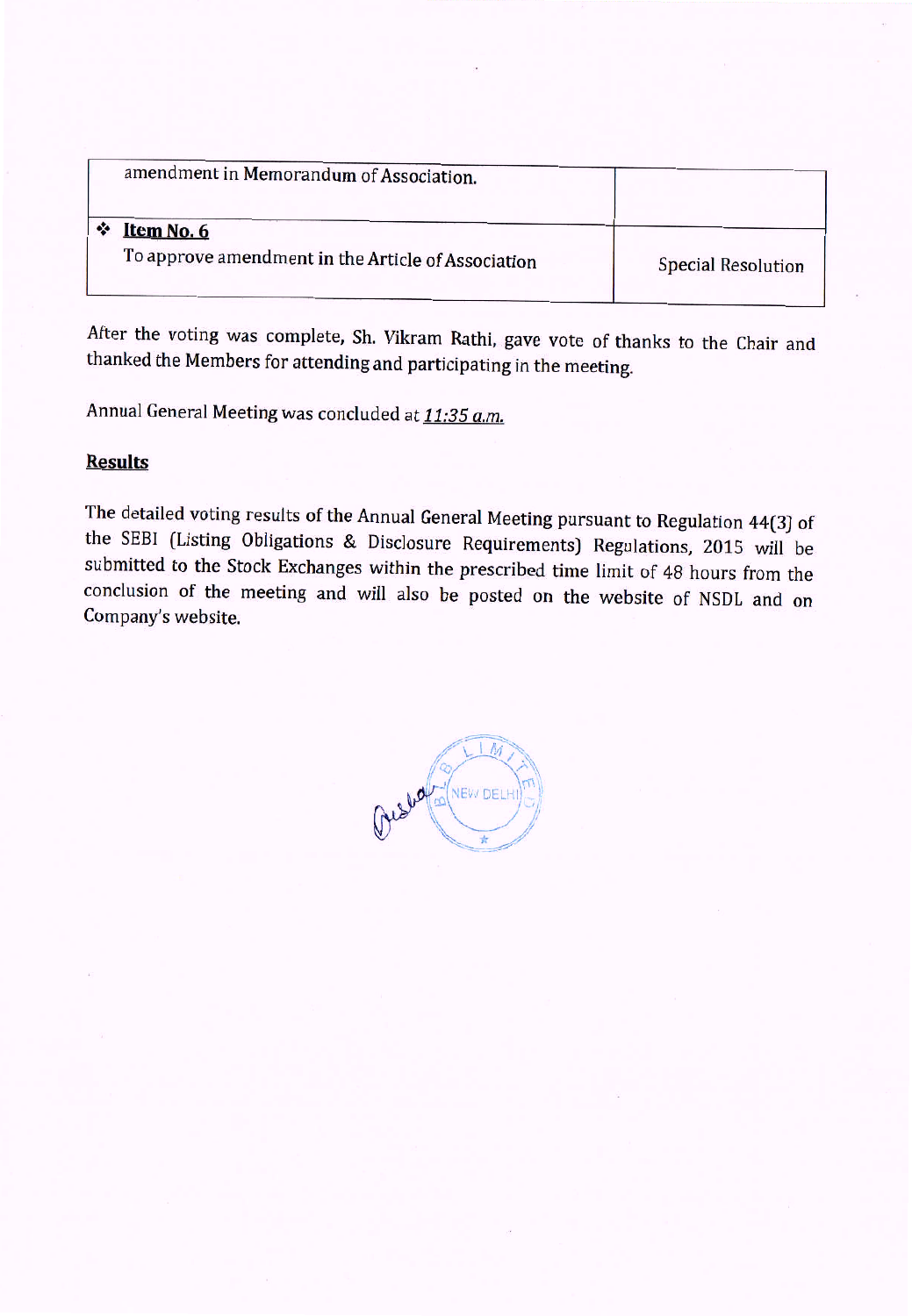| | |
|---|---|
| amendment in Memorandum of Association. | |
| ❖ **Item No. 6** To approve amendment in the Article of Association | Special Resolution |

After the voting was complete, Sh. Vikram Rathi, gave vote of thanks to the Chair and thanked the Members for attending and participating in the meeting.

Annual General Meeting was concluded at ***11:35 a.m.***

**Results**

The detailed voting results of the Annual General Meeting pursuant to Regulation 44(3) of the SEBI (Listing Obligations & Disclosure Requirements) Regulations, 2015 will be submitted to the Stock Exchanges within the prescribed time limit of 48 hours from the conclusion of the meeting and will also be posted on the website of NSDL and on Company's website.